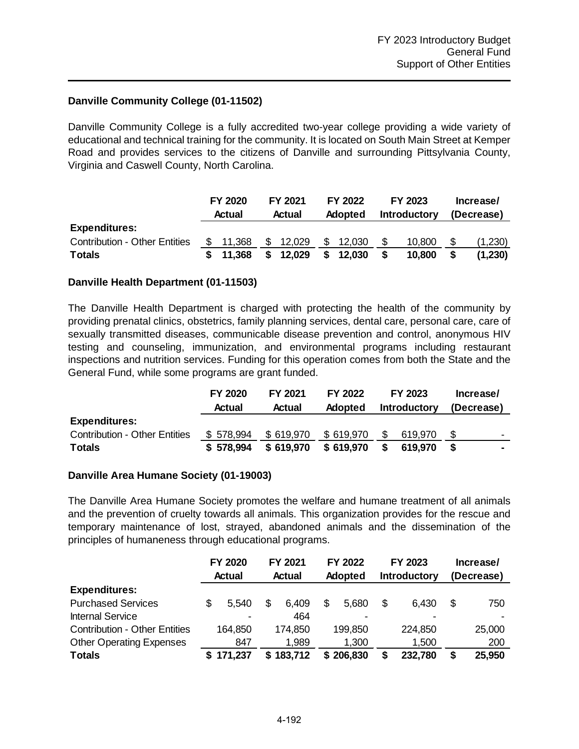### Danville Community College (01-11502)

Danville Community College is a fully accredited two-year college providing a wide variety of educational and technical training for the community. It is located on South Main Street at Kemper Road and provides services to the citizens of Danville and surrounding Pittsylvania County, Virginia and Caswell County, North Carolina.

| | FY 2020 Actual | FY 2021 Actual | FY 2022 Adopted | FY 2023 Introductory | Increase/ (Decrease) |
|---|---|---|---|---|---|
| **Expenditures:** | | | | | |
| Contribution - Other Entities | $ 11,368 | $ 12,029 | $ 12,030 | $ 10,800 | $ (1,230) |
| **Totals** | **$ 11,368** | **$ 12,029** | **$ 12,030** | **$ 10,800** | **$ (1,230)** |

### Danville Health Department (01-11503)

The Danville Health Department is charged with protecting the health of the community by providing prenatal clinics, obstetrics, family planning services, dental care, personal care, care of sexually transmitted diseases, communicable disease prevention and control, anonymous HIV testing and counseling, immunization, and environmental programs including restaurant inspections and nutrition services. Funding for this operation comes from both the State and the General Fund, while some programs are grant funded.

| | FY 2020 Actual | FY 2021 Actual | FY 2022 Adopted | FY 2023 Introductory | Increase/ (Decrease) |
|---|---|---|---|---|---|
| **Expenditures:** | | | | | |
| Contribution - Other Entities | $ 578,994 | $ 619,970 | $ 619,970 | $ 619,970 | $ - |
| **Totals** | **$ 578,994** | **$ 619,970** | **$ 619,970** | **$ 619,970** | **$ -** |

### Danville Area Humane Society (01-19003)

The Danville Area Humane Society promotes the welfare and humane treatment of all animals and the prevention of cruelty towards all animals. This organization provides for the rescue and temporary maintenance of lost, strayed, abandoned animals and the dissemination of the principles of humaneness through educational programs.

| | FY 2020 Actual | FY 2021 Actual | FY 2022 Adopted | FY 2023 Introductory | Increase/ (Decrease) |
|---|---|---|---|---|---|
| **Expenditures:** | | | | | |
| Purchased Services | $ 5,540 | $ 6,409 | $ 5,680 | $ 6,430 | $ 750 |
| Internal Service | - | 464 | - | - | - |
| Contribution - Other Entities | 164,850 | 174,850 | 199,850 | 224,850 | 25,000 |
| Other Operating Expenses | 847 | 1,989 | 1,300 | 1,500 | 200 |
| **Totals** | **$ 171,237** | **$ 183,712** | **$ 206,830** | **$ 232,780** | **$ 25,950** |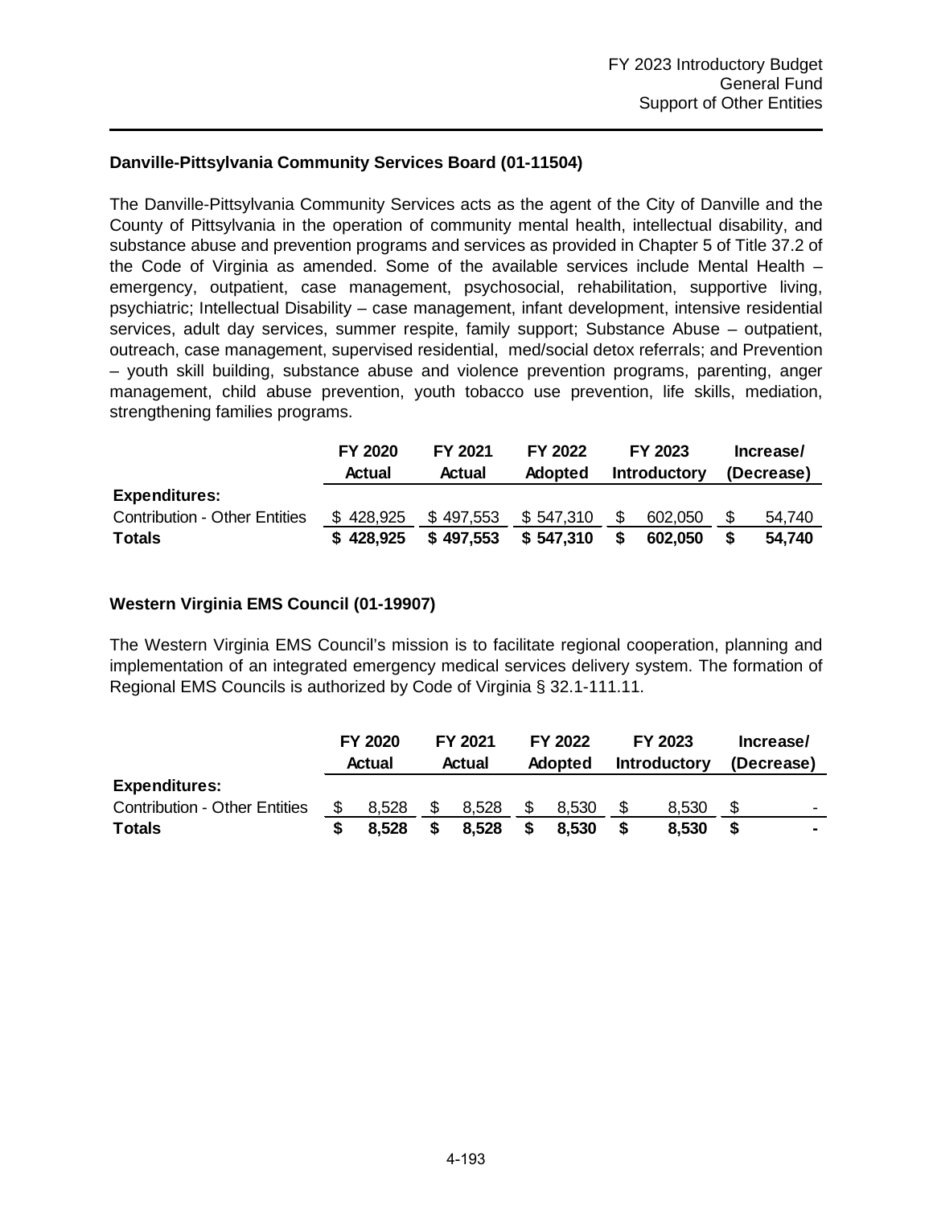### Danville-Pittsylvania Community Services Board (01-11504)

The Danville-Pittsylvania Community Services acts as the agent of the City of Danville and the County of Pittsylvania in the operation of community mental health, intellectual disability, and substance abuse and prevention programs and services as provided in Chapter 5 of Title 37.2 of the Code of Virginia as amended. Some of the available services include Mental Health – emergency, outpatient, case management, psychosocial, rehabilitation, supportive living, psychiatric; Intellectual Disability – case management, infant development, intensive residential services, adult day services, summer respite, family support; Substance Abuse – outpatient, outreach, case management, supervised residential, med/social detox referrals; and Prevention – youth skill building, substance abuse and violence prevention programs, parenting, anger management, child abuse prevention, youth tobacco use prevention, life skills, mediation, strengthening families programs.

| | FY 2020 Actual | FY 2021 Actual | FY 2022 Adopted | FY 2023 Introductory | Increase/ (Decrease) |
|---|---|---|---|---|---|
| **Expenditures:** | | | | | |
| Contribution - Other Entities | $ 428,925 | $ 497,553 | $ 547,310 | $ 602,050 | $ 54,740 |
| **Totals** | **$ 428,925** | **$ 497,553** | **$ 547,310** | **$ 602,050** | **$ 54,740** |

### Western Virginia EMS Council (01-19907)

The Western Virginia EMS Council's mission is to facilitate regional cooperation, planning and implementation of an integrated emergency medical services delivery system. The formation of Regional EMS Councils is authorized by Code of Virginia § 32.1-111.11.

| | FY 2020 Actual | FY 2021 Actual | FY 2022 Adopted | FY 2023 Introductory | Increase/ (Decrease) |
|---|---|---|---|---|---|
| **Expenditures:** | | | | | |
| Contribution - Other Entities | $ 8,528 | $ 8,528 | $ 8,530 | $ 8,530 | $ - |
| **Totals** | **$ 8,528** | **$ 8,528** | **$ 8,530** | **$ 8,530** | **$ -** |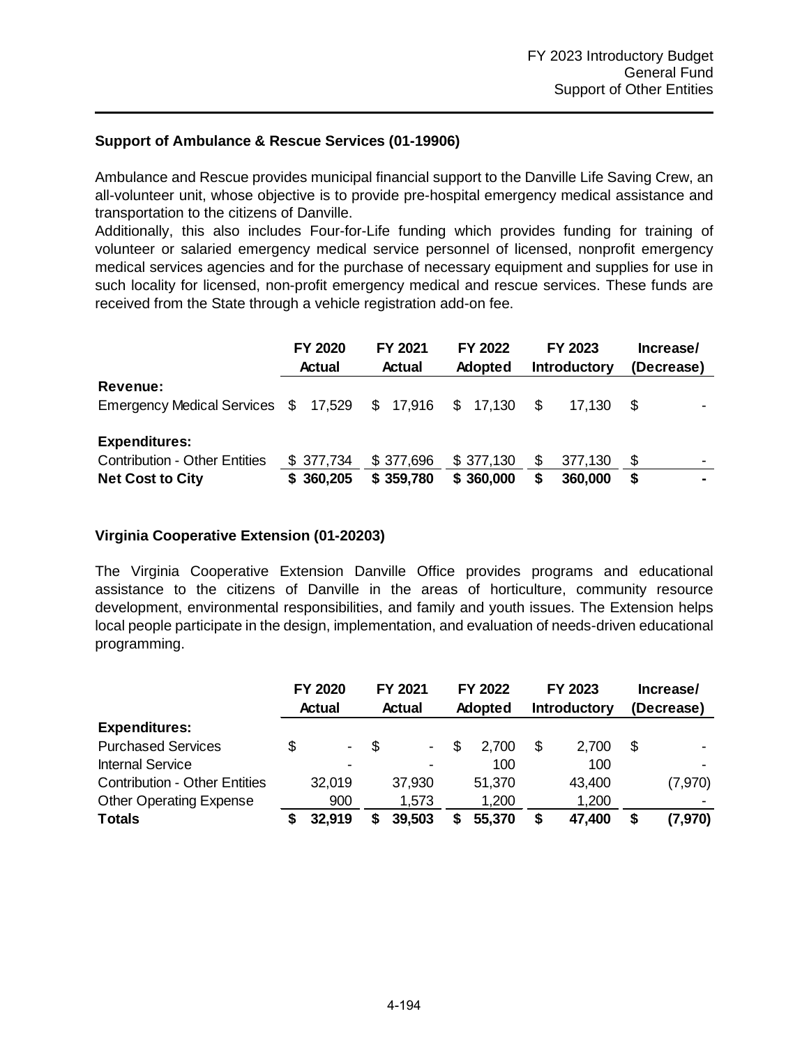## Support of Ambulance & Rescue Services (01-19906)

Ambulance and Rescue provides municipal financial support to the Danville Life Saving Crew, an all-volunteer unit, whose objective is to provide pre-hospital emergency medical assistance and transportation to the citizens of Danville.

Additionally, this also includes Four-for-Life funding which provides funding for training of volunteer or salaried emergency medical service personnel of licensed, nonprofit emergency medical services agencies and for the purchase of necessary equipment and supplies for use in such locality for licensed, non-profit emergency medical and rescue services. These funds are received from the State through a vehicle registration add-on fee.

| | FY 2020 Actual | FY 2021 Actual | FY 2022 Adopted | FY 2023 Introductory | Increase/ (Decrease) |
|---|---|---|---|---|---|
| **Revenue:** | | | | | |
| Emergency Medical Services | $ 17,529 | $ 17,916 | $ 17,130 | $ 17,130 | $ - |
| **Expenditures:** | | | | | |
| Contribution - Other Entities | $ 377,734 | $ 377,696 | $ 377,130 | $ 377,130 | $ - |
| **Net Cost to City** | **$ 360,205** | **$ 359,780** | **$ 360,000** | **$ 360,000** | **$ -** |

## Virginia Cooperative Extension (01-20203)

The Virginia Cooperative Extension Danville Office provides programs and educational assistance to the citizens of Danville in the areas of horticulture, community resource development, environmental responsibilities, and family and youth issues. The Extension helps local people participate in the design, implementation, and evaluation of needs-driven educational programming.

| | FY 2020 Actual | FY 2021 Actual | FY 2022 Adopted | FY 2023 Introductory | Increase/ (Decrease) |
|---|---|---|---|---|---|
| **Expenditures:** | | | | | |
| Purchased Services | $ - | $ - | $ 2,700 | $ 2,700 | $ - |
| Internal Service | - | - | 100 | 100 | - |
| Contribution - Other Entities | 32,019 | 37,930 | 51,370 | 43,400 | (7,970) |
| Other Operating Expense | 900 | 1,573 | 1,200 | 1,200 | - |
| **Totals** | **$ 32,919** | **$ 39,503** | **$ 55,370** | **$ 47,400** | **$ (7,970)** |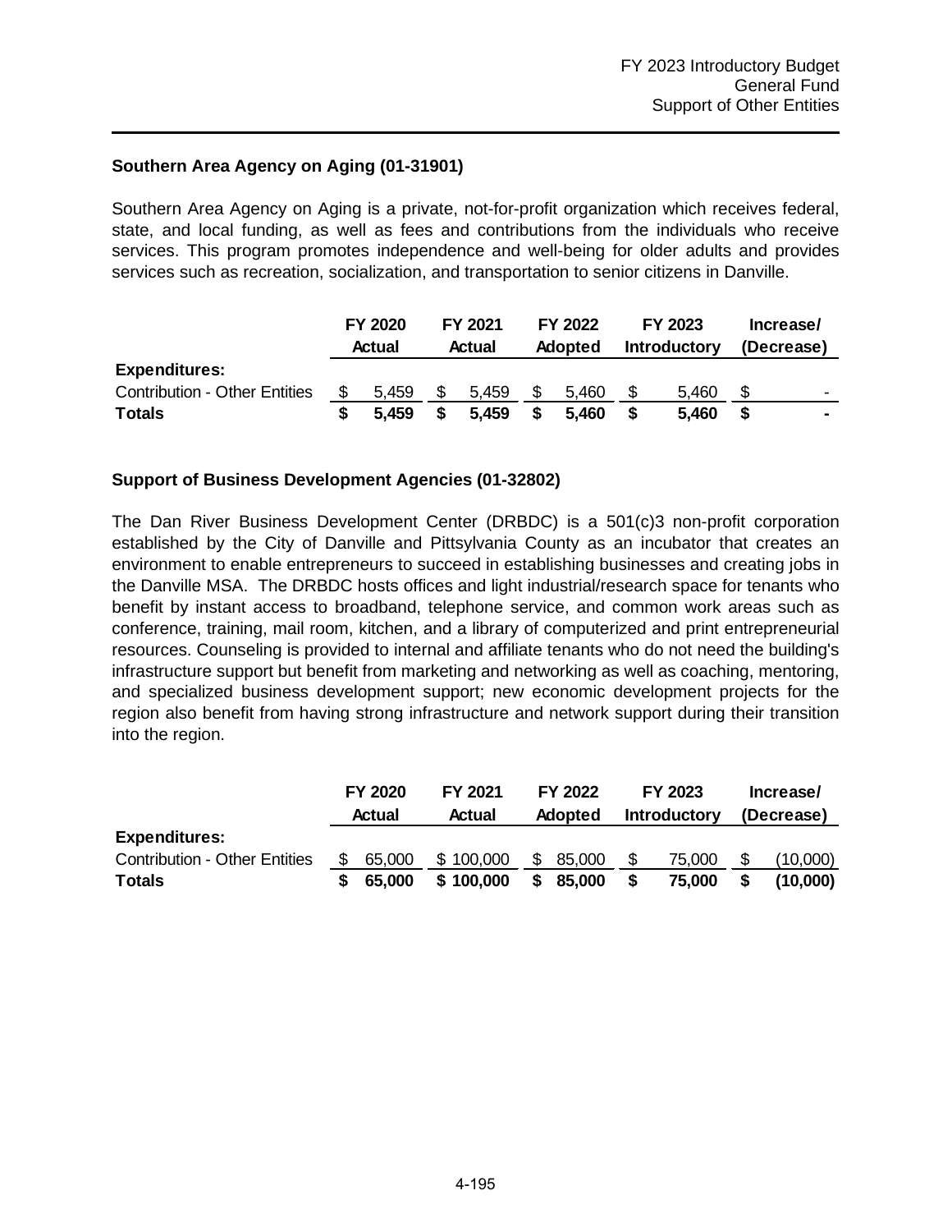## Southern Area Agency on Aging (01-31901)

Southern Area Agency on Aging is a private, not-for-profit organization which receives federal, state, and local funding, as well as fees and contributions from the individuals who receive services. This program promotes independence and well-being for older adults and provides services such as recreation, socialization, and transportation to senior citizens in Danville.

| | FY 2020 Actual | FY 2021 Actual | FY 2022 Adopted | FY 2023 Introductory | Increase/ (Decrease) |
|---|---|---|---|---|---|
| **Expenditures:** | | | | | |
| Contribution - Other Entities | $ 5,459 | $ 5,459 | $ 5,460 | $ 5,460 | $ - |
| **Totals** | **$ 5,459** | **$ 5,459** | **$ 5,460** | **$ 5,460** | **$ -** |

## Support of Business Development Agencies (01-32802)

The Dan River Business Development Center (DRBDC) is a 501(c)3 non-profit corporation established by the City of Danville and Pittsylvania County as an incubator that creates an environment to enable entrepreneurs to succeed in establishing businesses and creating jobs in the Danville MSA. The DRBDC hosts offices and light industrial/research space for tenants who benefit by instant access to broadband, telephone service, and common work areas such as conference, training, mail room, kitchen, and a library of computerized and print entrepreneurial resources. Counseling is provided to internal and affiliate tenants who do not need the building's infrastructure support but benefit from marketing and networking as well as coaching, mentoring, and specialized business development support; new economic development projects for the region also benefit from having strong infrastructure and network support during their transition into the region.

| | FY 2020 Actual | FY 2021 Actual | FY 2022 Adopted | FY 2023 Introductory | Increase/ (Decrease) |
|---|---|---|---|---|---|
| **Expenditures:** | | | | | |
| Contribution - Other Entities | $ 65,000 | $ 100,000 | $ 85,000 | $ 75,000 | $ (10,000) |
| **Totals** | **$ 65,000** | **$ 100,000** | **$ 85,000** | **$ 75,000** | **$ (10,000)** |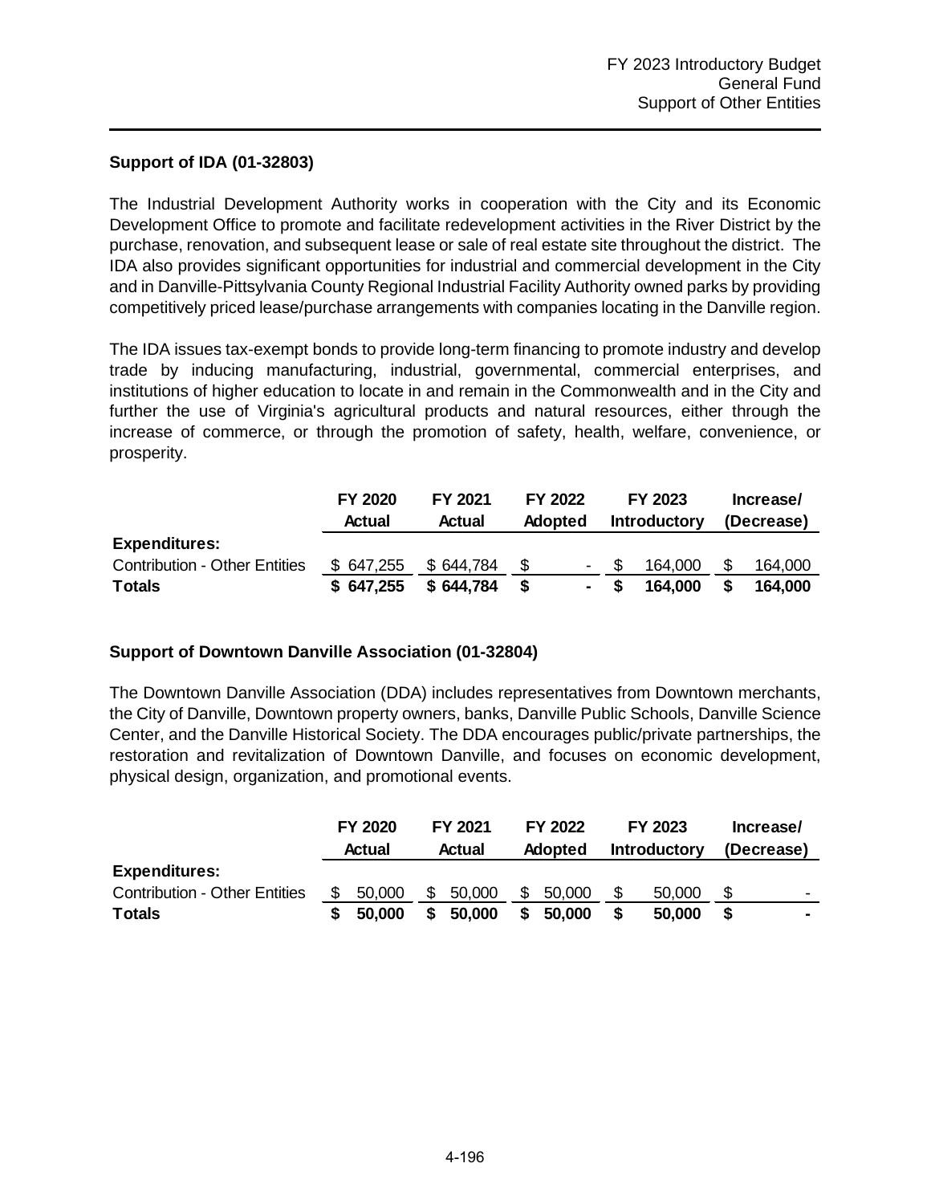## Support of IDA (01-32803)

The Industrial Development Authority works in cooperation with the City and its Economic Development Office to promote and facilitate redevelopment activities in the River District by the purchase, renovation, and subsequent lease or sale of real estate site throughout the district. The IDA also provides significant opportunities for industrial and commercial development in the City and in Danville-Pittsylvania County Regional Industrial Facility Authority owned parks by providing competitively priced lease/purchase arrangements with companies locating in the Danville region.

The IDA issues tax-exempt bonds to provide long-term financing to promote industry and develop trade by inducing manufacturing, industrial, governmental, commercial enterprises, and institutions of higher education to locate in and remain in the Commonwealth and in the City and further the use of Virginia's agricultural products and natural resources, either through the increase of commerce, or through the promotion of safety, health, welfare, convenience, or prosperity.

| | FY 2020 Actual | FY 2021 Actual | FY 2022 Adopted | FY 2023 Introductory | Increase/ (Decrease) |
|---|---|---|---|---|---|
| **Expenditures:** | | | | | |
| Contribution - Other Entities | $ 647,255 | $ 644,784 | $ - | $ 164,000 | $ 164,000 |
| **Totals** | **$ 647,255** | **$ 644,784** | **$ -** | **$ 164,000** | **$ 164,000** |

## Support of Downtown Danville Association (01-32804)

The Downtown Danville Association (DDA) includes representatives from Downtown merchants, the City of Danville, Downtown property owners, banks, Danville Public Schools, Danville Science Center, and the Danville Historical Society. The DDA encourages public/private partnerships, the restoration and revitalization of Downtown Danville, and focuses on economic development, physical design, organization, and promotional events.

| | FY 2020 Actual | FY 2021 Actual | FY 2022 Adopted | FY 2023 Introductory | Increase/ (Decrease) |
|---|---|---|---|---|---|
| **Expenditures:** | | | | | |
| Contribution - Other Entities | $ 50,000 | $ 50,000 | $ 50,000 | $ 50,000 | $ - |
| **Totals** | **$ 50,000** | **$ 50,000** | **$ 50,000** | **$ 50,000** | **$ -** |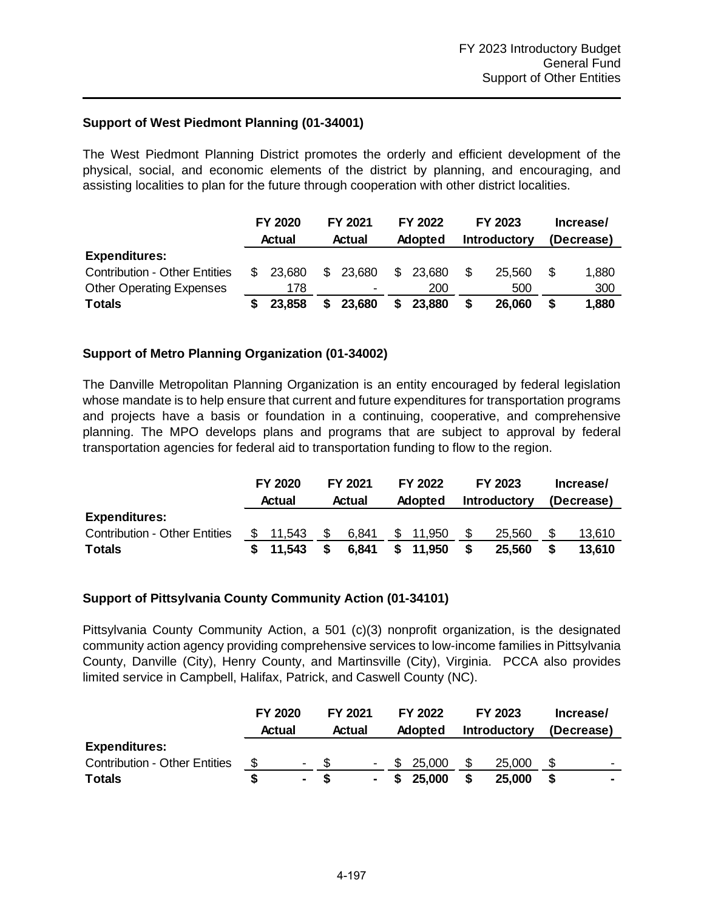FY 2023 Introductory Budget
General Fund
Support of Other Entities

### Support of West Piedmont Planning (01-34001)

The West Piedmont Planning District promotes the orderly and efficient development of the physical, social, and economic elements of the district by planning, and encouraging, and assisting localities to plan for the future through cooperation with other district localities.

| | FY 2020 Actual | FY 2021 Actual | FY 2022 Adopted | FY 2023 Introductory | Increase/ (Decrease) |
|---|---|---|---|---|---|
| **Expenditures:** | | | | | |
| Contribution - Other Entities | $ 23,680 | $ 23,680 | $ 23,680 | $ 25,560 | $ 1,880 |
| Other Operating Expenses | 178 | - | 200 | 500 | 300 |
| **Totals** | **$ 23,858** | **$ 23,680** | **$ 23,880** | **$ 26,060** | **$ 1,880** |

### Support of Metro Planning Organization (01-34002)

The Danville Metropolitan Planning Organization is an entity encouraged by federal legislation whose mandate is to help ensure that current and future expenditures for transportation programs and projects have a basis or foundation in a continuing, cooperative, and comprehensive planning. The MPO develops plans and programs that are subject to approval by federal transportation agencies for federal aid to transportation funding to flow to the region.

| | FY 2020 Actual | FY 2021 Actual | FY 2022 Adopted | FY 2023 Introductory | Increase/ (Decrease) |
|---|---|---|---|---|---|
| **Expenditures:** | | | | | |
| Contribution - Other Entities | $ 11,543 | $ 6,841 | $ 11,950 | $ 25,560 | $ 13,610 |
| **Totals** | **$ 11,543** | **$ 6,841** | **$ 11,950** | **$ 25,560** | **$ 13,610** |

### Support of Pittsylvania County Community Action (01-34101)

Pittsylvania County Community Action, a 501 (c)(3) nonprofit organization, is the designated community action agency providing comprehensive services to low-income families in Pittsylvania County, Danville (City), Henry County, and Martinsville (City), Virginia. PCCA also provides limited service in Campbell, Halifax, Patrick, and Caswell County (NC).

| | FY 2020 Actual | FY 2021 Actual | FY 2022 Adopted | FY 2023 Introductory | Increase/ (Decrease) |
|---|---|---|---|---|---|
| **Expenditures:** | | | | | |
| Contribution - Other Entities | $ - | $ - | $ 25,000 | $ 25,000 | $ - |
| **Totals** | **$ -** | **$ -** | **$ 25,000** | **$ 25,000** | **$ -** |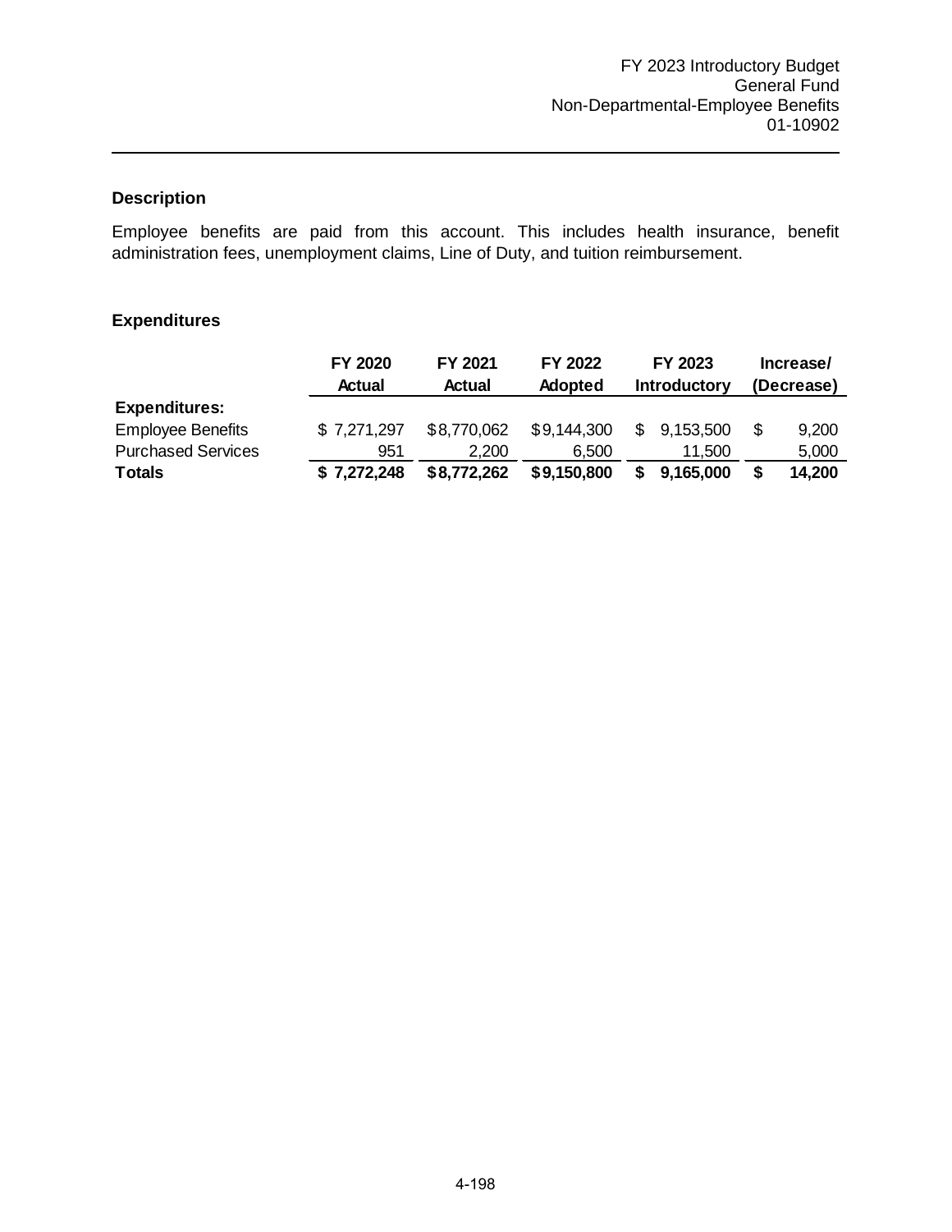FY 2023 Introductory Budget
General Fund
Non-Departmental-Employee Benefits
01-10902

## Description

Employee benefits are paid from this account. This includes health insurance, benefit administration fees, unemployment claims, Line of Duty, and tuition reimbursement.

## Expenditures

| | FY 2020 Actual | FY 2021 Actual | FY 2022 Adopted | FY 2023 Introductory | Increase/ (Decrease) |
|---|---|---|---|---|---|
| **Expenditures:** | | | | | |
| Employee Benefits | $ 7,271,297 | $8,770,062 | $9,144,300 | $ 9,153,500 | $ 9,200 |
| Purchased Services | 951 | 2,200 | 6,500 | 11,500 | 5,000 |
| **Totals** | **$ 7,272,248** | **$8,772,262** | **$9,150,800** | **$ 9,165,000** | **$ 14,200** |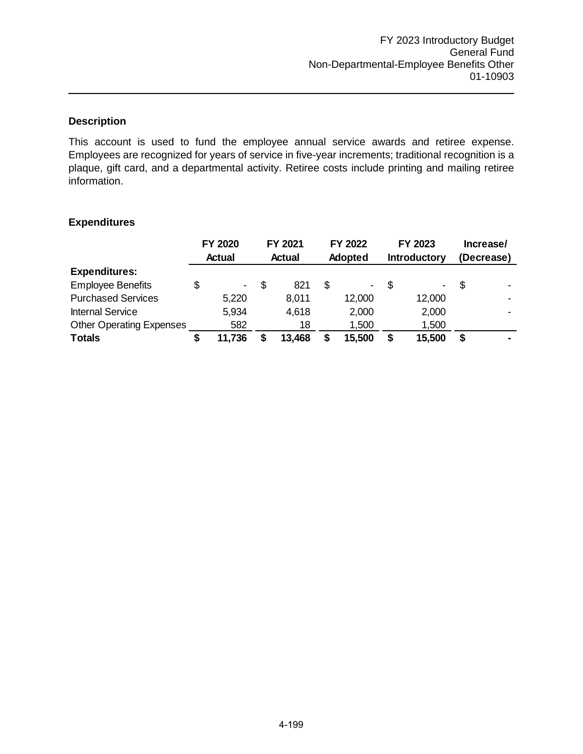FY 2023 Introductory Budget
General Fund
Non-Departmental-Employee Benefits Other
01-10903

### Description

This account is used to fund the employee annual service awards and retiree expense. Employees are recognized for years of service in five-year increments; traditional recognition is a plaque, gift card, and a departmental activity. Retiree costs include printing and mailing retiree information.

### Expenditures

| | FY 2020 Actual | FY 2021 Actual | FY 2022 Adopted | FY 2023 Introductory | Increase/ (Decrease) |
|---|---|---|---|---|---|
| **Expenditures:** | | | | | |
| Employee Benefits | $ - | $ 821 | $ - | $ - | $ - |
| Purchased Services | 5,220 | 8,011 | 12,000 | 12,000 | - |
| Internal Service | 5,934 | 4,618 | 2,000 | 2,000 | - |
| Other Operating Expenses | 582 | 18 | 1,500 | 1,500 | |
| **Totals** | **$ 11,736** | **$ 13,468** | **$ 15,500** | **$ 15,500** | **$ -** |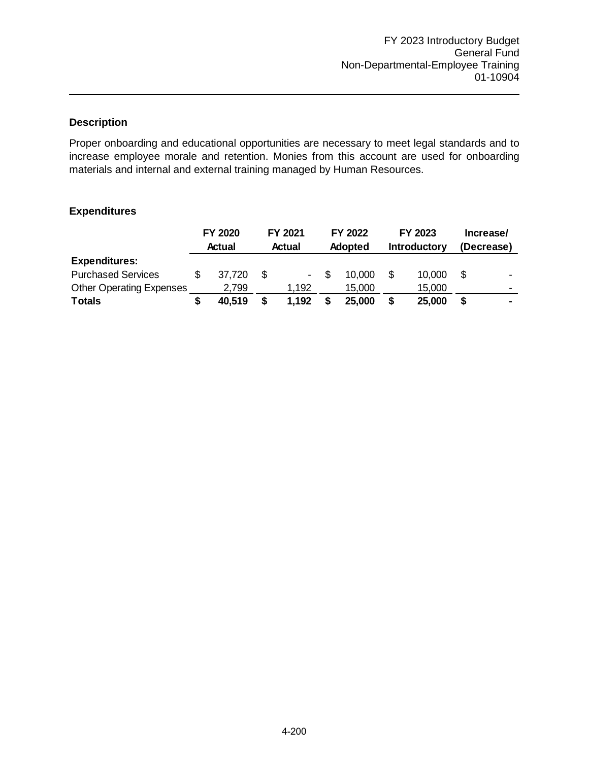FY 2023 Introductory Budget
General Fund
Non-Departmental-Employee Training
01-10904

### Description

Proper onboarding and educational opportunities are necessary to meet legal standards and to increase employee morale and retention. Monies from this account are used for onboarding materials and internal and external training managed by Human Resources.

### Expenditures

| | FY 2020 Actual | FY 2021 Actual | FY 2022 Adopted | FY 2023 Introductory | Increase/ (Decrease) |
|---|---|---|---|---|---|
| **Expenditures:** | | | | | |
| Purchased Services | $ 37,720 | $ - | $ 10,000 | $ 10,000 | $ - |
| Other Operating Expenses | 2,799 | 1,192 | 15,000 | 15,000 | - |
| **Totals** | **$ 40,519** | **$ 1,192** | **$ 25,000** | **$ 25,000** | **$ -** |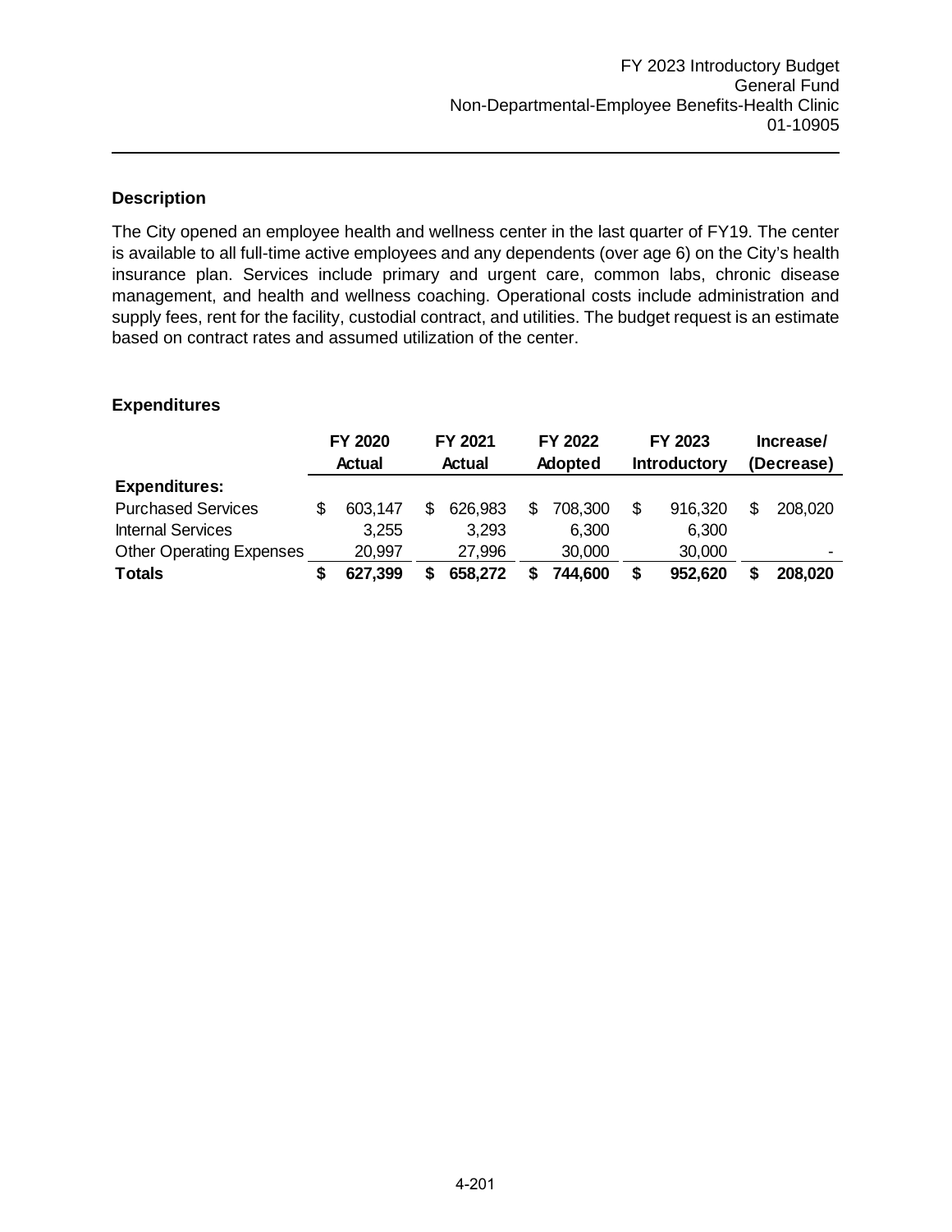FY 2023 Introductory Budget
General Fund
Non-Departmental-Employee Benefits-Health Clinic
01-10905

### Description

The City opened an employee health and wellness center in the last quarter of FY19. The center is available to all full-time active employees and any dependents (over age 6) on the City's health insurance plan. Services include primary and urgent care, common labs, chronic disease management, and health and wellness coaching. Operational costs include administration and supply fees, rent for the facility, custodial contract, and utilities. The budget request is an estimate based on contract rates and assumed utilization of the center.

### Expenditures

| | FY 2020 Actual | FY 2021 Actual | FY 2022 Adopted | FY 2023 Introductory | Increase/ (Decrease) |
|---|---|---|---|---|---|
| **Expenditures:** | | | | | |
| Purchased Services | $ 603,147 | $ 626,983 | $ 708,300 | $ 916,320 | $ 208,020 |
| Internal Services | 3,255 | 3,293 | 6,300 | 6,300 | |
| Other Operating Expenses | 20,997 | 27,996 | 30,000 | 30,000 | - |
| **Totals** | **$ 627,399** | **$ 658,272** | **$ 744,600** | **$ 952,620** | **$ 208,020** |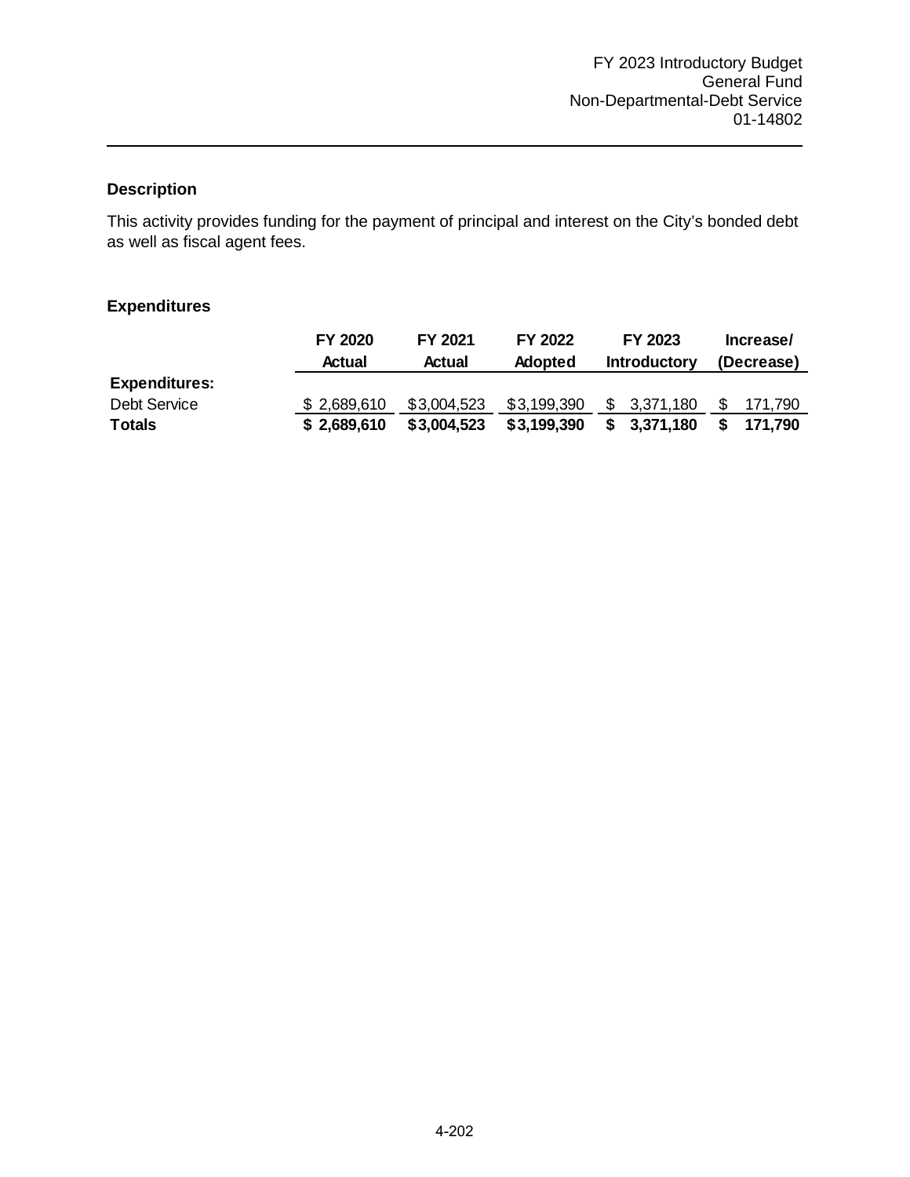FY 2023 Introductory Budget
General Fund
Non-Departmental-Debt Service
01-14802

### Description

This activity provides funding for the payment of principal and interest on the City's bonded debt as well as fiscal agent fees.

### Expenditures

| | FY 2020 Actual | FY 2021 Actual | FY 2022 Adopted | FY 2023 Introductory | Increase/ (Decrease) |
|---|---|---|---|---|---|
| **Expenditures:** | | | | | |
| Debt Service | $ 2,689,610 | $3,004,523 | $3,199,390 | $ 3,371,180 | $ 171,790 |
| **Totals** | **$ 2,689,610** | **$3,004,523** | **$3,199,390** | **$ 3,371,180** | **$ 171,790** |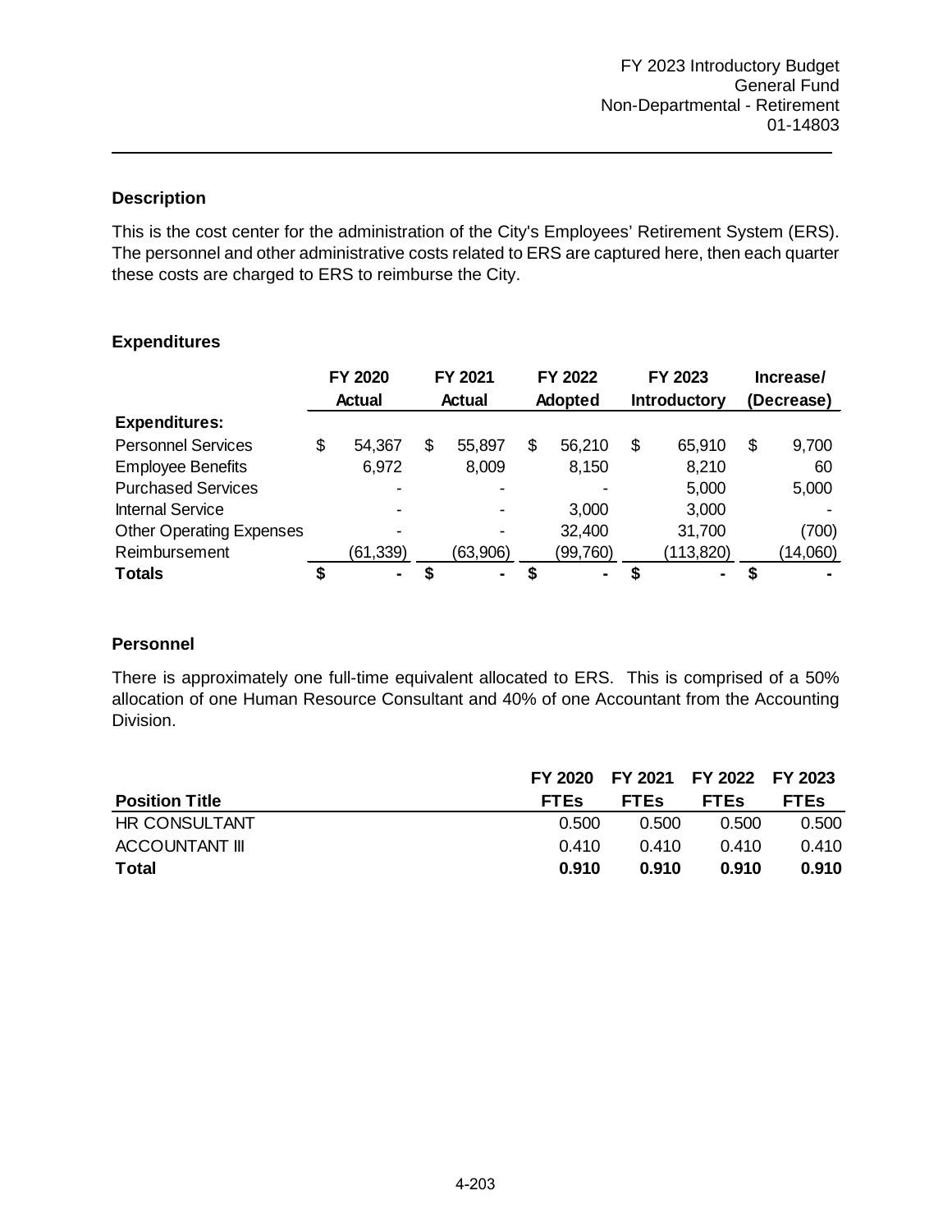FY 2023 Introductory Budget
General Fund
Non-Departmental - Retirement
01-14803

### Description

This is the cost center for the administration of the City's Employees' Retirement System (ERS). The personnel and other administrative costs related to ERS are captured here, then each quarter these costs are charged to ERS to reimburse the City.

### Expenditures

| | FY 2020 Actual | FY 2021 Actual | FY 2022 Adopted | FY 2023 Introductory | Increase/ (Decrease) |
|---|---|---|---|---|---|
| **Expenditures:** | | | | | |
| Personnel Services | $ 54,367 | $ 55,897 | $ 56,210 | $ 65,910 | $ 9,700 |
| Employee Benefits | 6,972 | 8,009 | 8,150 | 8,210 | 60 |
| Purchased Services | - | - | - | 5,000 | 5,000 |
| Internal Service | - | - | 3,000 | 3,000 | - |
| Other Operating Expenses | - | - | 32,400 | 31,700 | (700) |
| Reimbursement | (61,339) | (63,906) | (99,760) | (113,820) | (14,060) |
| **Totals** | **$ -** | **$ -** | **$ -** | **$ -** | **$ -** |

### Personnel

There is approximately one full-time equivalent allocated to ERS. This is comprised of a 50% allocation of one Human Resource Consultant and 40% of one Accountant from the Accounting Division.

| Position Title | FY 2020 FTEs | FY 2021 FTEs | FY 2022 FTEs | FY 2023 FTEs |
|---|---|---|---|---|
| HR CONSULTANT | 0.500 | 0.500 | 0.500 | 0.500 |
| ACCOUNTANT III | 0.410 | 0.410 | 0.410 | 0.410 |
| **Total** | **0.910** | **0.910** | **0.910** | **0.910** |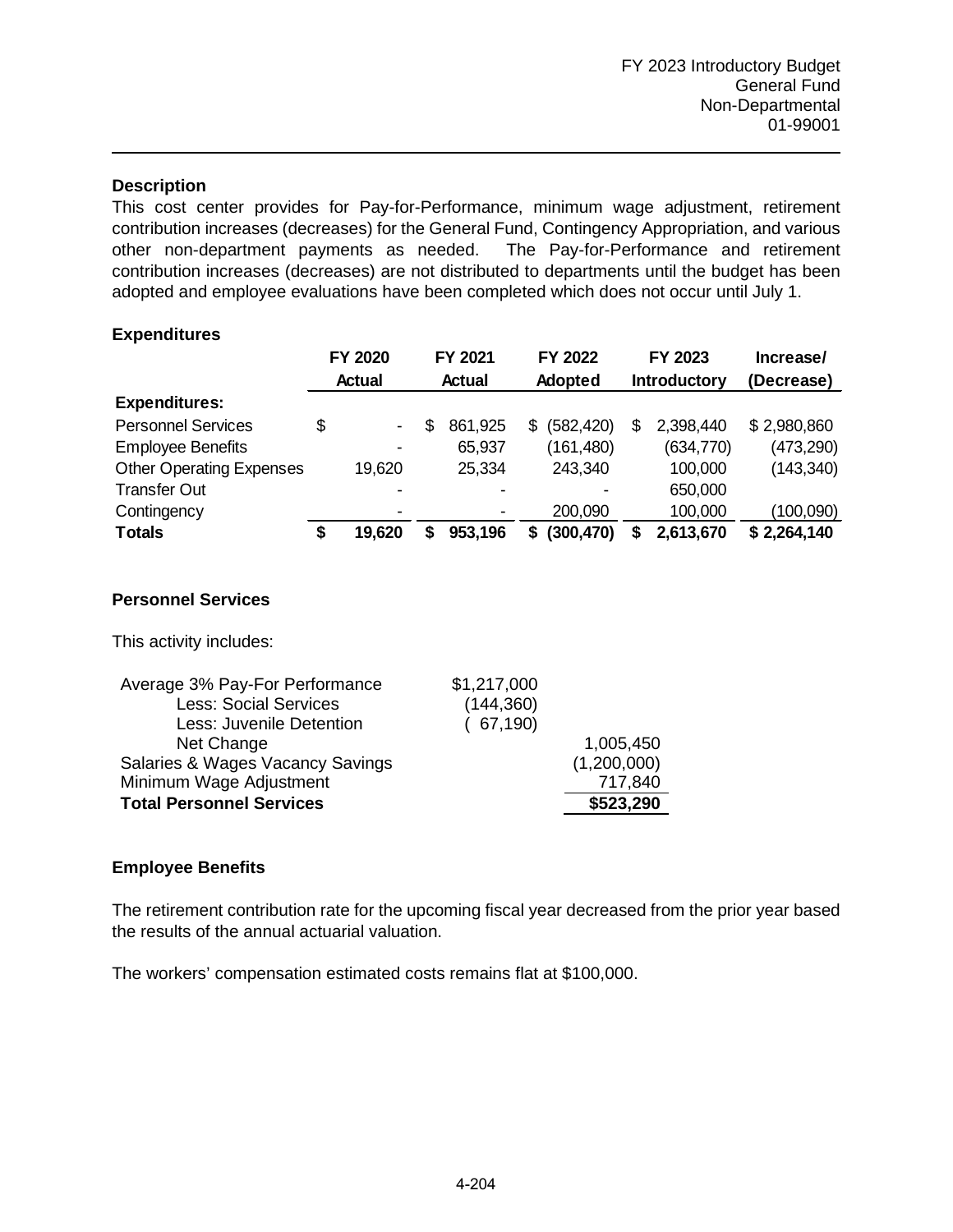FY 2023 Introductory Budget
General Fund
Non-Departmental
01-99001

## Description

This cost center provides for Pay-for-Performance, minimum wage adjustment, retirement contribution increases (decreases) for the General Fund, Contingency Appropriation, and various other non-department payments as needed. The Pay-for-Performance and retirement contribution increases (decreases) are not distributed to departments until the budget has been adopted and employee evaluations have been completed which does not occur until July 1.

## Expenditures

| | FY 2020 Actual | FY 2021 Actual | FY 2022 Adopted | FY 2023 Introductory | Increase/ (Decrease) |
|---|---|---|---|---|---|
| **Expenditures:** | | | | | |
| Personnel Services | $ - | $ 861,925 | $ (582,420) | $ 2,398,440 | $ 2,980,860 |
| Employee Benefits | - | 65,937 | (161,480) | (634,770) | (473,290) |
| Other Operating Expenses | 19,620 | 25,334 | 243,340 | 100,000 | (143,340) |
| Transfer Out | - | - | - | 650,000 | |
| Contingency | - | - | 200,090 | 100,000 | (100,090) |
| **Totals** | **$ 19,620** | **$ 953,196** | **$ (300,470)** | **$ 2,613,670** | **$ 2,264,140** |

## Personnel Services

This activity includes:

| | | |
|---|---|---|
| Average 3% Pay-For Performance | $1,217,000 | |
| Less: Social Services | (144,360) | |
| Less: Juvenile Detention | ( 67,190) | |
| Net Change | | 1,005,450 |
| Salaries & Wages Vacancy Savings | | (1,200,000) |
| Minimum Wage Adjustment | | 717,840 |
| **Total Personnel Services** | | **$523,290** |

## Employee Benefits

The retirement contribution rate for the upcoming fiscal year decreased from the prior year based the results of the annual actuarial valuation.

The workers' compensation estimated costs remains flat at $100,000.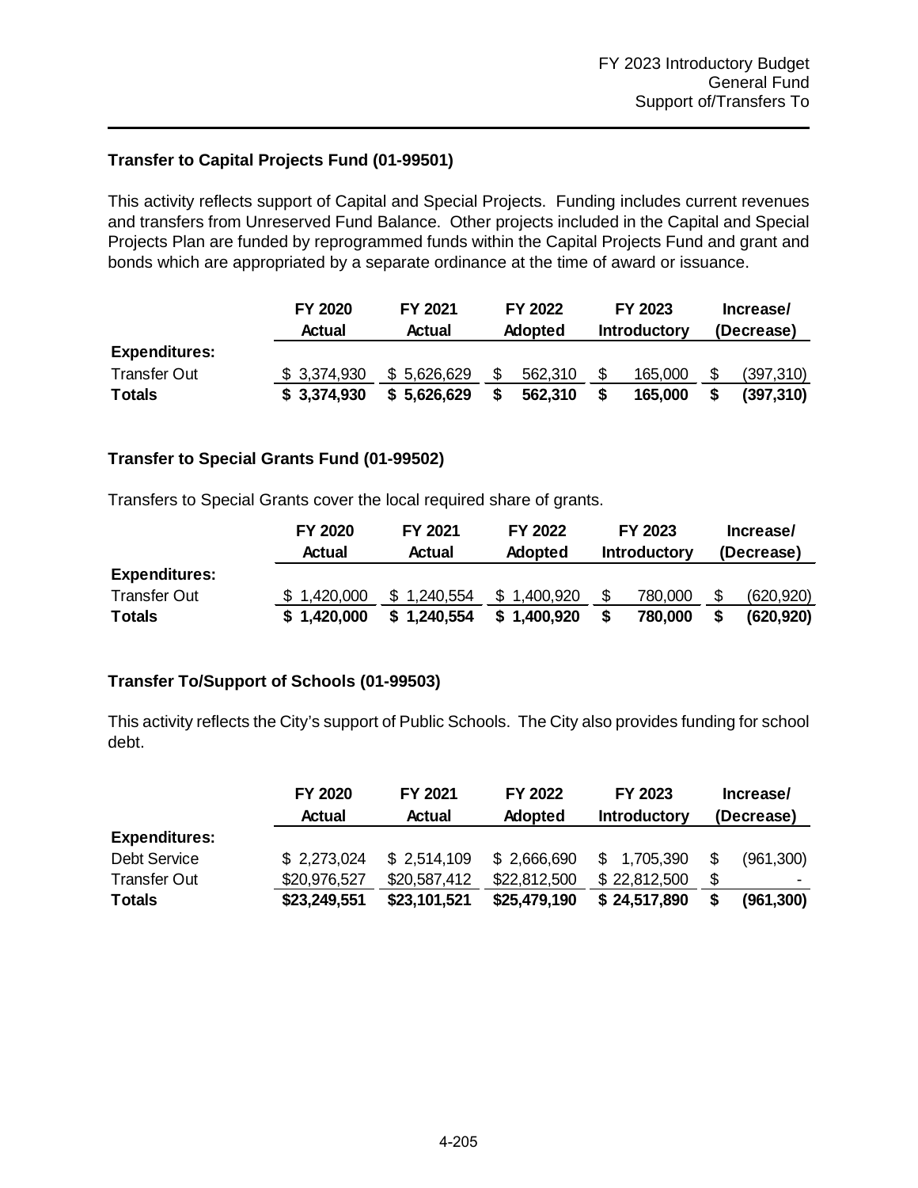## Transfer to Capital Projects Fund (01-99501)

This activity reflects support of Capital and Special Projects. Funding includes current revenues and transfers from Unreserved Fund Balance. Other projects included in the Capital and Special Projects Plan are funded by reprogrammed funds within the Capital Projects Fund and grant and bonds which are appropriated by a separate ordinance at the time of award or issuance.

| | FY 2020 Actual | FY 2021 Actual | FY 2022 Adopted | FY 2023 Introductory | Increase/ (Decrease) |
|---|---|---|---|---|---|
| **Expenditures:** | | | | | |
| Transfer Out | $ 3,374,930 | $ 5,626,629 | $ 562,310 | $ 165,000 | $ (397,310) |
| **Totals** | **$ 3,374,930** | **$ 5,626,629** | **$ 562,310** | **$ 165,000** | **$ (397,310)** |

## Transfer to Special Grants Fund (01-99502)

Transfers to Special Grants cover the local required share of grants.

| | FY 2020 Actual | FY 2021 Actual | FY 2022 Adopted | FY 2023 Introductory | Increase/ (Decrease) |
|---|---|---|---|---|---|
| **Expenditures:** | | | | | |
| Transfer Out | $ 1,420,000 | $ 1,240,554 | $ 1,400,920 | $ 780,000 | $ (620,920) |
| **Totals** | **$ 1,420,000** | **$ 1,240,554** | **$ 1,400,920** | **$ 780,000** | **$ (620,920)** |

## Transfer To/Support of Schools (01-99503)

This activity reflects the City's support of Public Schools. The City also provides funding for school debt.

| | FY 2020 Actual | FY 2021 Actual | FY 2022 Adopted | FY 2023 Introductory | Increase/ (Decrease) |
|---|---|---|---|---|---|
| **Expenditures:** | | | | | |
| Debt Service | $ 2,273,024 | $ 2,514,109 | $ 2,666,690 | $ 1,705,390 | $ (961,300) |
| Transfer Out | $20,976,527 | $20,587,412 | $22,812,500 | $ 22,812,500 | $ - |
| **Totals** | **$23,249,551** | **$23,101,521** | **$25,479,190** | **$ 24,517,890** | **$ (961,300)** |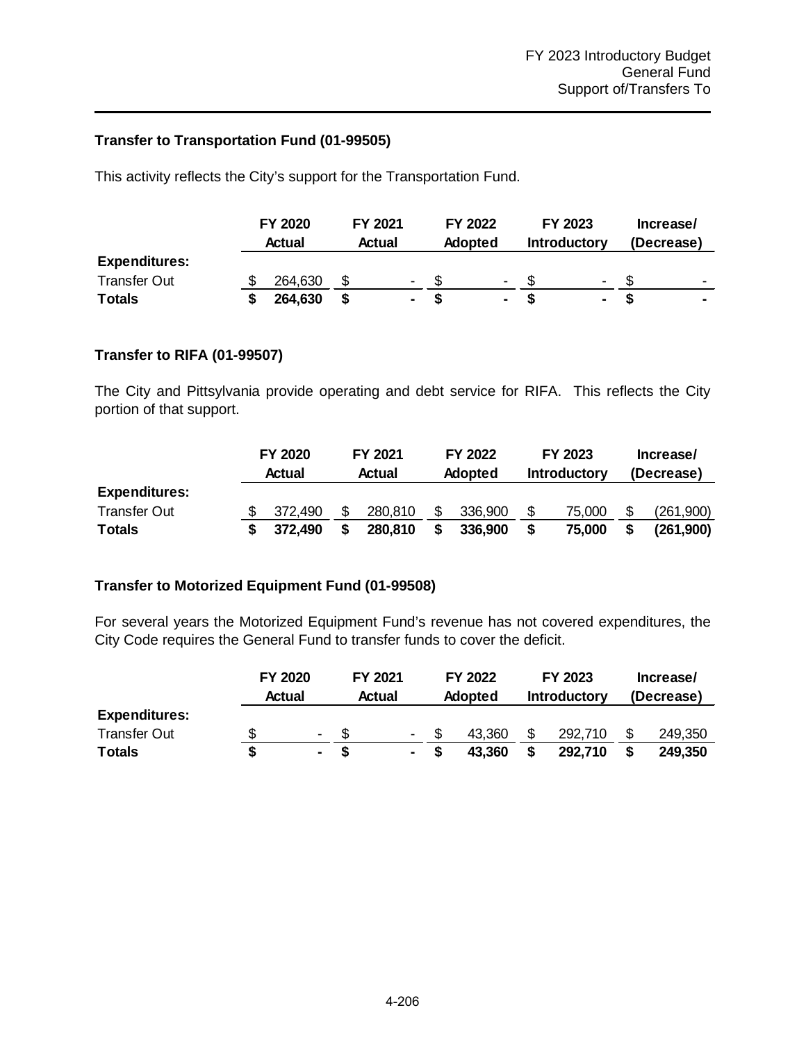### Transfer to Transportation Fund (01-99505)

This activity reflects the City's support for the Transportation Fund.

| | FY 2020 Actual | FY 2021 Actual | FY 2022 Adopted | FY 2023 Introductory | Increase/ (Decrease) |
|---|---|---|---|---|---|
| **Expenditures:** | | | | | |
| Transfer Out | $ 264,630 | $ - | $ - | $ - | $ - |
| **Totals** | **$ 264,630** | **$ -** | **$ -** | **$ -** | **$ -** |

### Transfer to RIFA (01-99507)

The City and Pittsylvania provide operating and debt service for RIFA. This reflects the City portion of that support.

| | FY 2020 Actual | FY 2021 Actual | FY 2022 Adopted | FY 2023 Introductory | Increase/ (Decrease) |
|---|---|---|---|---|---|
| **Expenditures:** | | | | | |
| Transfer Out | $ 372,490 | $ 280,810 | $ 336,900 | $ 75,000 | $ (261,900) |
| **Totals** | **$ 372,490** | **$ 280,810** | **$ 336,900** | **$ 75,000** | **$ (261,900)** |

### Transfer to Motorized Equipment Fund (01-99508)

For several years the Motorized Equipment Fund's revenue has not covered expenditures, the City Code requires the General Fund to transfer funds to cover the deficit.

| | FY 2020 Actual | FY 2021 Actual | FY 2022 Adopted | FY 2023 Introductory | Increase/ (Decrease) |
|---|---|---|---|---|---|
| **Expenditures:** | | | | | |
| Transfer Out | $ - | $ - | $ 43,360 | $ 292,710 | $ 249,350 |
| **Totals** | **$ -** | **$ -** | **$ 43,360** | **$ 292,710** | **$ 249,350** |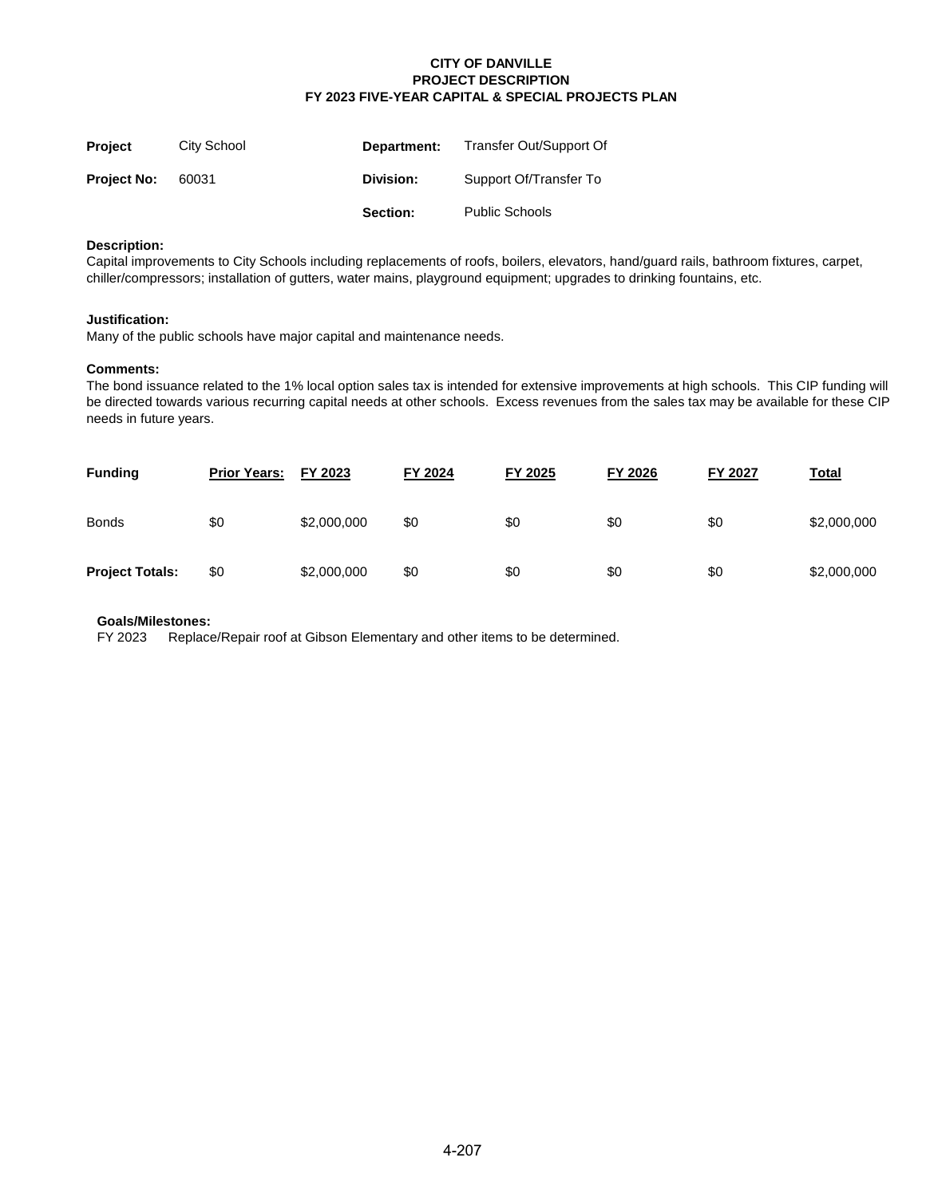**CITY OF DANVILLE**
**PROJECT DESCRIPTION**
**FY 2023 FIVE-YEAR CAPITAL & SPECIAL PROJECTS PLAN**

| | | | |
|---|---|---|---|
| **Project** | City School | **Department:** | Transfer Out/Support Of |
| **Project No:** | 60031 | **Division:** | Support Of/Transfer To |
| | | **Section:** | Public Schools |

**Description:**
Capital improvements to City Schools including replacements of roofs, boilers, elevators, hand/guard rails, bathroom fixtures, carpet, chiller/compressors; installation of gutters, water mains, playground equipment; upgrades to drinking fountains, etc.

**Justification:**
Many of the public schools have major capital and maintenance needs.

**Comments:**
The bond issuance related to the 1% local option sales tax is intended for extensive improvements at high schools. This CIP funding will be directed towards various recurring capital needs at other schools. Excess revenues from the sales tax may be available for these CIP needs in future years.

| **Funding** | **Prior Years:** | **FY 2023** | **FY 2024** | **FY 2025** | **FY 2026** | **FY 2027** | **Total** |
|---|---|---|---|---|---|---|---|
| Bonds | $0 | $2,000,000 | $0 | $0 | $0 | $0 | $2,000,000 |
| **Project Totals:** | $0 | $2,000,000 | $0 | $0 | $0 | $0 | $2,000,000 |

**Goals/Milestones:**
FY 2023 Replace/Repair roof at Gibson Elementary and other items to be determined.